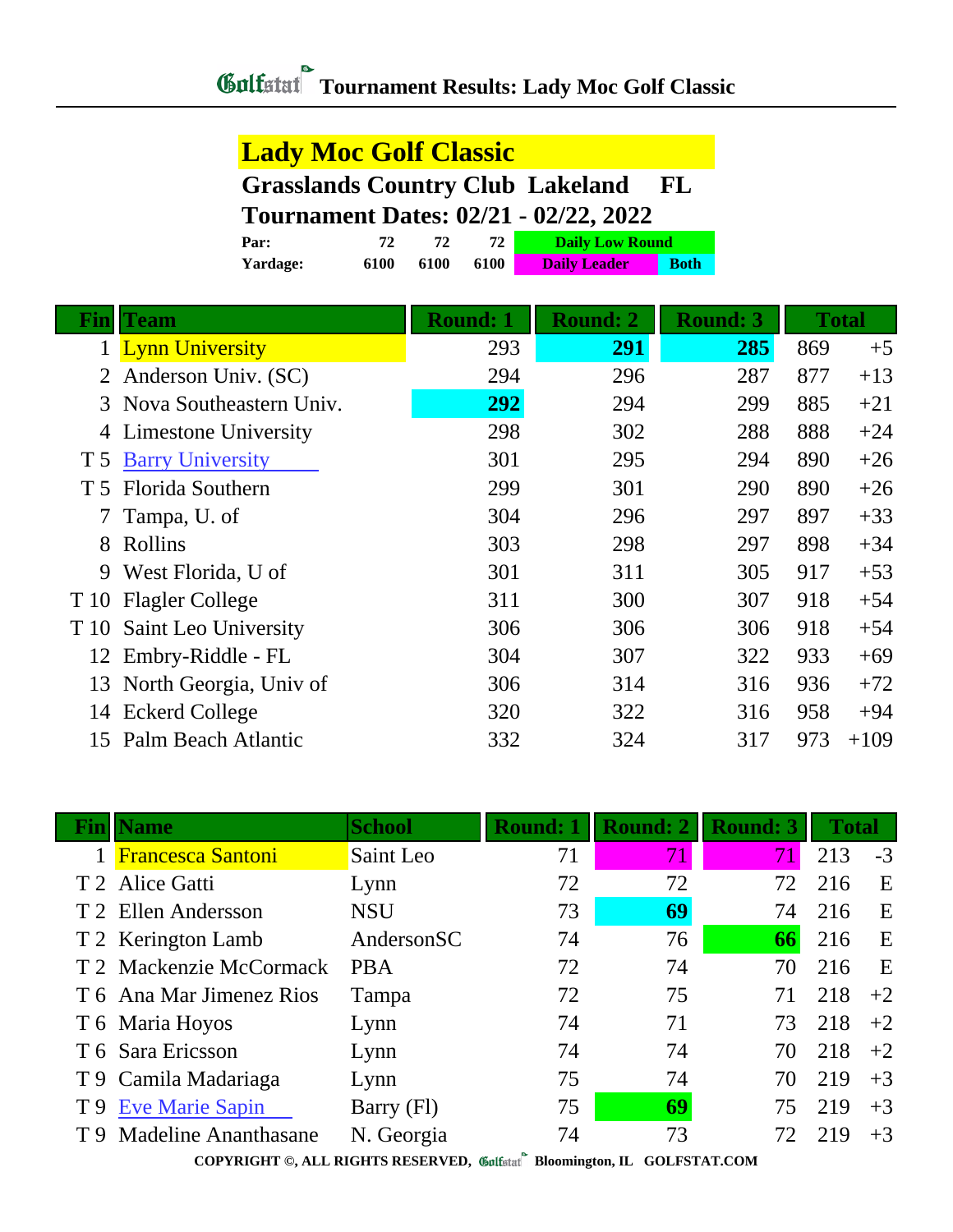# Tournament Results: Lady Moc Golf Classic

## Lady Moc Golf Classic

**Grasslands Country Club Lakeland FL**

**Tournament Dates: 02/21 - 02/22, 2022**

| | | | | |
|---|---|---|---|---|
| **Par:** | 72 | 72 | 72 | Daily Low Round |
| **Yardage:** | 6100 | 6100 | 6100 | Daily Leader / Both |

| Fin | Team | Round: 1 | Round: 2 | Round: 3 | Total | |
|---|---|---|---|---|---|---|
| 1 | Lynn University | 293 | **291** | **285** | 869 | +5 |
| 2 | Anderson Univ. (SC) | 294 | 296 | 287 | 877 | +13 |
| 3 | Nova Southeastern Univ. | **292** | 294 | 299 | 885 | +21 |
| 4 | Limestone University | 298 | 302 | 288 | 888 | +24 |
| T 5 | Barry University | 301 | 295 | 294 | 890 | +26 |
| T 5 | Florida Southern | 299 | 301 | 290 | 890 | +26 |
| 7 | Tampa, U. of | 304 | 296 | 297 | 897 | +33 |
| 8 | Rollins | 303 | 298 | 297 | 898 | +34 |
| 9 | West Florida, U of | 301 | 311 | 305 | 917 | +53 |
| T 10 | Flagler College | 311 | 300 | 307 | 918 | +54 |
| T 10 | Saint Leo University | 306 | 306 | 306 | 918 | +54 |
| 12 | Embry-Riddle - FL | 304 | 307 | 322 | 933 | +69 |
| 13 | North Georgia, Univ of | 306 | 314 | 316 | 936 | +72 |
| 14 | Eckerd College | 320 | 322 | 316 | 958 | +94 |
| 15 | Palm Beach Atlantic | 332 | 324 | 317 | 973 | +109 |

| Fin | Name | School | Round: 1 | Round: 2 | Round: 3 | Total | |
|---|---|---|---|---|---|---|---|
| 1 | Francesca Santoni | Saint Leo | 71 | 71 | 71 | 213 | -3 |
| T 2 | Alice Gatti | Lynn | 72 | 72 | 72 | 216 | E |
| T 2 | Ellen Andersson | NSU | 73 | **69** | 74 | 216 | E |
| T 2 | Kerington Lamb | AndersonSC | 74 | 76 | **66** | 216 | E |
| T 2 | Mackenzie McCormack | PBA | 72 | 74 | 70 | 216 | E |
| T 6 | Ana Mar Jimenez Rios | Tampa | 72 | 75 | 71 | 218 | +2 |
| T 6 | Maria Hoyos | Lynn | 74 | 71 | 73 | 218 | +2 |
| T 6 | Sara Ericsson | Lynn | 74 | 74 | 70 | 218 | +2 |
| T 9 | Camila Madariaga | Lynn | 75 | 74 | 70 | 219 | +3 |
| T 9 | Eve Marie Sapin | Barry (Fl) | 75 | **69** | 75 | 219 | +3 |
| T 9 | Madeline Ananthasane | N. Georgia | 74 | 73 | 72 | 219 | +3 |

COPYRIGHT ©, ALL RIGHTS RESERVED, Golfstat Bloomington, IL GOLFSTAT.COM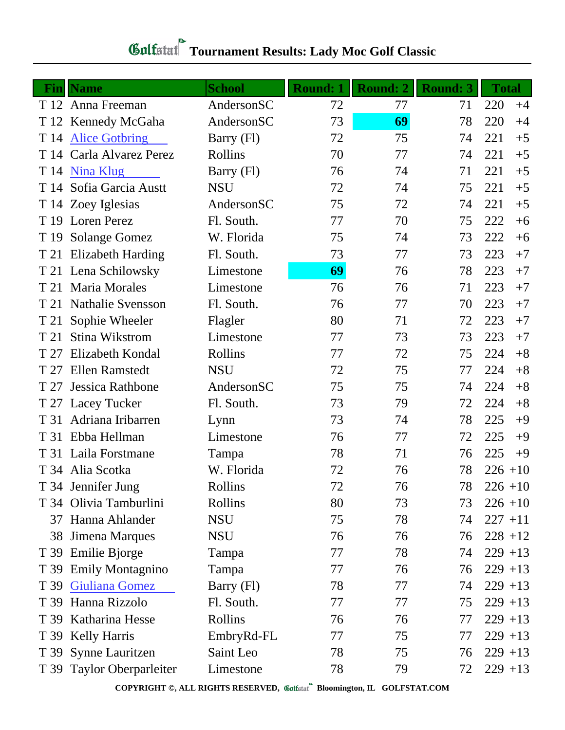# Golfstat Tournament Results: Lady Moc Golf Classic

| Fin | Name | School | Round: 1 | Round: 2 | Round: 3 | Total | |
|---|---|---|---|---|---|---|---|
| T 12 | Anna Freeman | AndersonSC | 72 | 77 | 71 | 220 | +4 |
| T 12 | Kennedy McGaha | AndersonSC | 73 | **69** | 78 | 220 | +4 |
| T 14 | Alice Gotbring | Barry (Fl) | 72 | 75 | 74 | 221 | +5 |
| T 14 | Carla Alvarez Perez | Rollins | 70 | 77 | 74 | 221 | +5 |
| T 14 | Nina Klug | Barry (Fl) | 76 | 74 | 71 | 221 | +5 |
| T 14 | Sofia Garcia Austt | NSU | 72 | 74 | 75 | 221 | +5 |
| T 14 | Zoey Iglesias | AndersonSC | 75 | 72 | 74 | 221 | +5 |
| T 19 | Loren Perez | Fl. South. | 77 | 70 | 75 | 222 | +6 |
| T 19 | Solange Gomez | W. Florida | 75 | 74 | 73 | 222 | +6 |
| T 21 | Elizabeth Harding | Fl. South. | 73 | 77 | 73 | 223 | +7 |
| T 21 | Lena Schilowsky | Limestone | **69** | 76 | 78 | 223 | +7 |
| T 21 | Maria Morales | Limestone | 76 | 76 | 71 | 223 | +7 |
| T 21 | Nathalie Svensson | Fl. South. | 76 | 77 | 70 | 223 | +7 |
| T 21 | Sophie Wheeler | Flagler | 80 | 71 | 72 | 223 | +7 |
| T 21 | Stina Wikstrom | Limestone | 77 | 73 | 73 | 223 | +7 |
| T 27 | Elizabeth Kondal | Rollins | 77 | 72 | 75 | 224 | +8 |
| T 27 | Ellen Ramstedt | NSU | 72 | 75 | 77 | 224 | +8 |
| T 27 | Jessica Rathbone | AndersonSC | 75 | 75 | 74 | 224 | +8 |
| T 27 | Lacey Tucker | Fl. South. | 73 | 79 | 72 | 224 | +8 |
| T 31 | Adriana Iribarren | Lynn | 73 | 74 | 78 | 225 | +9 |
| T 31 | Ebba Hellman | Limestone | 76 | 77 | 72 | 225 | +9 |
| T 31 | Laila Forstmane | Tampa | 78 | 71 | 76 | 225 | +9 |
| T 34 | Alia Scotka | W. Florida | 72 | 76 | 78 | 226 | +10 |
| T 34 | Jennifer Jung | Rollins | 72 | 76 | 78 | 226 | +10 |
| T 34 | Olivia Tamburlini | Rollins | 80 | 73 | 73 | 226 | +10 |
| 37 | Hanna Ahlander | NSU | 75 | 78 | 74 | 227 | +11 |
| 38 | Jimena Marques | NSU | 76 | 76 | 76 | 228 | +12 |
| T 39 | Emilie Bjorge | Tampa | 77 | 78 | 74 | 229 | +13 |
| T 39 | Emily Montagnino | Tampa | 77 | 76 | 76 | 229 | +13 |
| T 39 | Giuliana Gomez | Barry (Fl) | 78 | 77 | 74 | 229 | +13 |
| T 39 | Hanna Rizzolo | Fl. South. | 77 | 77 | 75 | 229 | +13 |
| T 39 | Katharina Hesse | Rollins | 76 | 76 | 77 | 229 | +13 |
| T 39 | Kelly Harris | EmbryRd-FL | 77 | 75 | 77 | 229 | +13 |
| T 39 | Synne Lauritzen | Saint Leo | 78 | 75 | 76 | 229 | +13 |
| T 39 | Taylor Oberparleiter | Limestone | 78 | 79 | 72 | 229 | +13 |

COPYRIGHT ©, ALL RIGHTS RESERVED, Golfstat Bloomington, IL GOLFSTAT.COM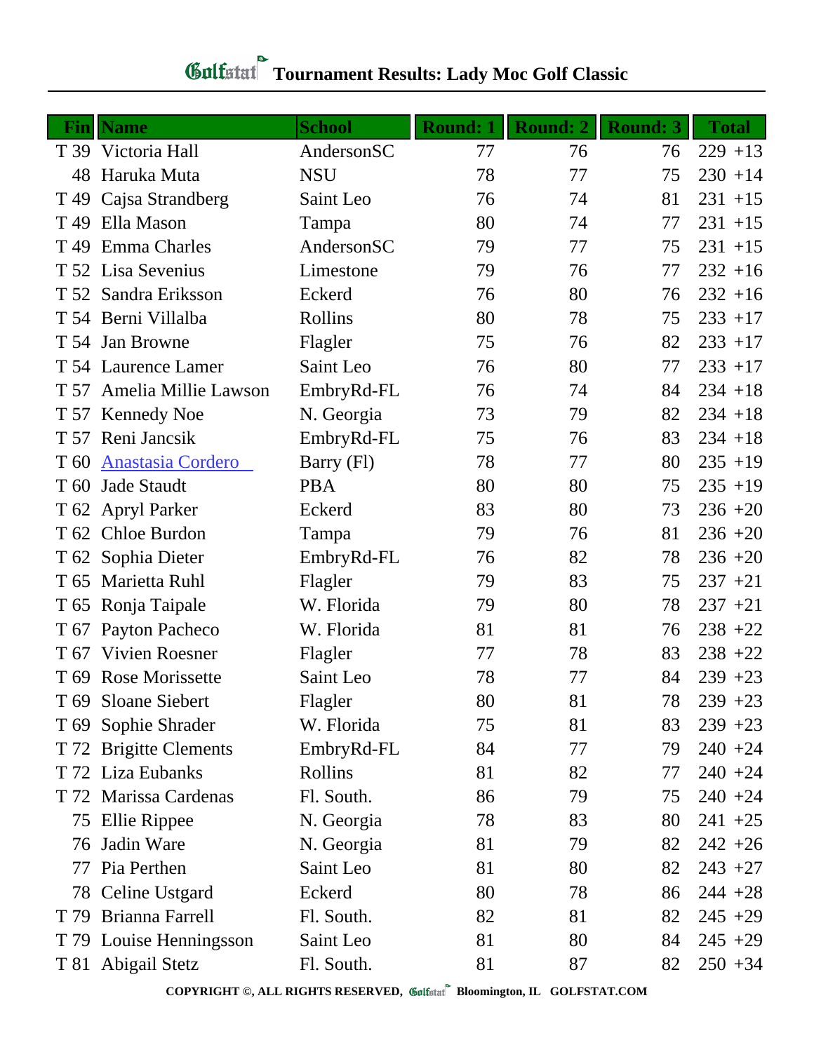# Tournament Results: Lady Moc Golf Classic

| Fin | Name | School | Round: 1 | Round: 2 | Round: 3 | Total |
|---|---|---|---|---|---|---|
| T 39 | Victoria Hall | AndersonSC | 77 | 76 | 76 | 229 +13 |
| 48 | Haruka Muta | NSU | 78 | 77 | 75 | 230 +14 |
| T 49 | Cajsa Strandberg | Saint Leo | 76 | 74 | 81 | 231 +15 |
| T 49 | Ella Mason | Tampa | 80 | 74 | 77 | 231 +15 |
| T 49 | Emma Charles | AndersonSC | 79 | 77 | 75 | 231 +15 |
| T 52 | Lisa Sevenius | Limestone | 79 | 76 | 77 | 232 +16 |
| T 52 | Sandra Eriksson | Eckerd | 76 | 80 | 76 | 232 +16 |
| T 54 | Berni Villalba | Rollins | 80 | 78 | 75 | 233 +17 |
| T 54 | Jan Browne | Flagler | 75 | 76 | 82 | 233 +17 |
| T 54 | Laurence Lamer | Saint Leo | 76 | 80 | 77 | 233 +17 |
| T 57 | Amelia Millie Lawson | EmbryRd-FL | 76 | 74 | 84 | 234 +18 |
| T 57 | Kennedy Noe | N. Georgia | 73 | 79 | 82 | 234 +18 |
| T 57 | Reni Jancsik | EmbryRd-FL | 75 | 76 | 83 | 234 +18 |
| T 60 | Anastasia Cordero | Barry (Fl) | 78 | 77 | 80 | 235 +19 |
| T 60 | Jade Staudt | PBA | 80 | 80 | 75 | 235 +19 |
| T 62 | Apryl Parker | Eckerd | 83 | 80 | 73 | 236 +20 |
| T 62 | Chloe Burdon | Tampa | 79 | 76 | 81 | 236 +20 |
| T 62 | Sophia Dieter | EmbryRd-FL | 76 | 82 | 78 | 236 +20 |
| T 65 | Marietta Ruhl | Flagler | 79 | 83 | 75 | 237 +21 |
| T 65 | Ronja Taipale | W. Florida | 79 | 80 | 78 | 237 +21 |
| T 67 | Payton Pacheco | W. Florida | 81 | 81 | 76 | 238 +22 |
| T 67 | Vivien Roesner | Flagler | 77 | 78 | 83 | 238 +22 |
| T 69 | Rose Morissette | Saint Leo | 78 | 77 | 84 | 239 +23 |
| T 69 | Sloane Siebert | Flagler | 80 | 81 | 78 | 239 +23 |
| T 69 | Sophie Shrader | W. Florida | 75 | 81 | 83 | 239 +23 |
| T 72 | Brigitte Clements | EmbryRd-FL | 84 | 77 | 79 | 240 +24 |
| T 72 | Liza Eubanks | Rollins | 81 | 82 | 77 | 240 +24 |
| T 72 | Marissa Cardenas | Fl. South. | 86 | 79 | 75 | 240 +24 |
| 75 | Ellie Rippee | N. Georgia | 78 | 83 | 80 | 241 +25 |
| 76 | Jadin Ware | N. Georgia | 81 | 79 | 82 | 242 +26 |
| 77 | Pia Perthen | Saint Leo | 81 | 80 | 82 | 243 +27 |
| 78 | Celine Ustgard | Eckerd | 80 | 78 | 86 | 244 +28 |
| T 79 | Brianna Farrell | Fl. South. | 82 | 81 | 82 | 245 +29 |
| T 79 | Louise Henningsson | Saint Leo | 81 | 80 | 84 | 245 +29 |
| T 81 | Abigail Stetz | Fl. South. | 81 | 87 | 82 | 250 +34 |

COPYRIGHT ©, ALL RIGHTS RESERVED, Golfstat Bloomington, IL GOLFSTAT.COM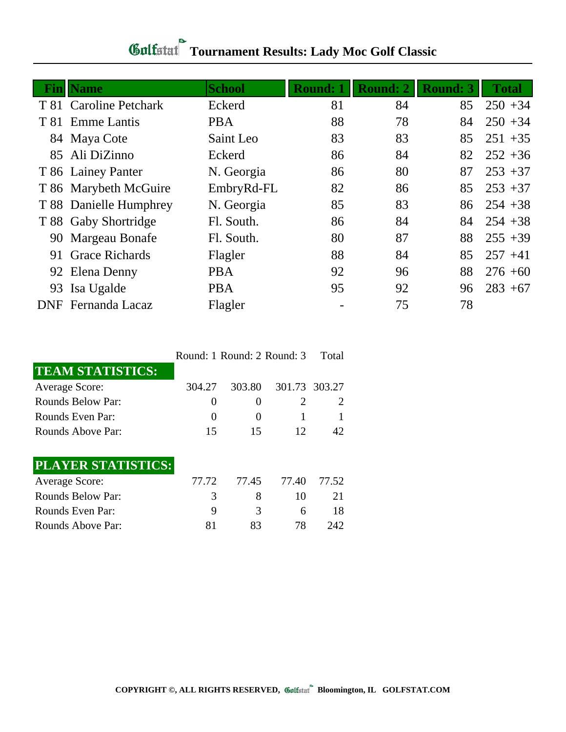# Golfstat Tournament Results: Lady Moc Golf Classic

| Fin | Name | School | Round: 1 | Round: 2 | Round: 3 | Total |
|---|---|---|---|---|---|---|
| T 81 | Caroline Petchark | Eckerd | 81 | 84 | 85 | 250 +34 |
| T 81 | Emme Lantis | PBA | 88 | 78 | 84 | 250 +34 |
| 84 | Maya Cote | Saint Leo | 83 | 83 | 85 | 251 +35 |
| 85 | Ali DiZinno | Eckerd | 86 | 84 | 82 | 252 +36 |
| T 86 | Lainey Panter | N. Georgia | 86 | 80 | 87 | 253 +37 |
| T 86 | Marybeth McGuire | EmbryRd-FL | 82 | 86 | 85 | 253 +37 |
| T 88 | Danielle Humphrey | N. Georgia | 85 | 83 | 86 | 254 +38 |
| T 88 | Gaby Shortridge | Fl. South. | 86 | 84 | 84 | 254 +38 |
| 90 | Margeau Bonafe | Fl. South. | 80 | 87 | 88 | 255 +39 |
| 91 | Grace Richards | Flagler | 88 | 84 | 85 | 257 +41 |
| 92 | Elena Denny | PBA | 92 | 96 | 88 | 276 +60 |
| 93 | Isa Ugalde | PBA | 95 | 92 | 96 | 283 +67 |
| DNF | Fernanda Lacaz | Flagler | - | 75 | 78 | |

| TEAM STATISTICS: | Round: 1 | Round: 2 | Round: 3 | Total |
|---|---|---|---|---|
| Average Score: | 304.27 | 303.80 | 301.73 | 303.27 |
| Rounds Below Par: | 0 | 0 | 2 | 2 |
| Rounds Even Par: | 0 | 0 | 1 | 1 |
| Rounds Above Par: | 15 | 15 | 12 | 42 |

| PLAYER STATISTICS: | Round: 1 | Round: 2 | Round: 3 | Total |
|---|---|---|---|---|
| Average Score: | 77.72 | 77.45 | 77.40 | 77.52 |
| Rounds Below Par: | 3 | 8 | 10 | 21 |
| Rounds Even Par: | 9 | 3 | 6 | 18 |
| Rounds Above Par: | 81 | 83 | 78 | 242 |

**COPYRIGHT ©, ALL RIGHTS RESERVED, Golfstat Bloomington, IL GOLFSTAT.COM**